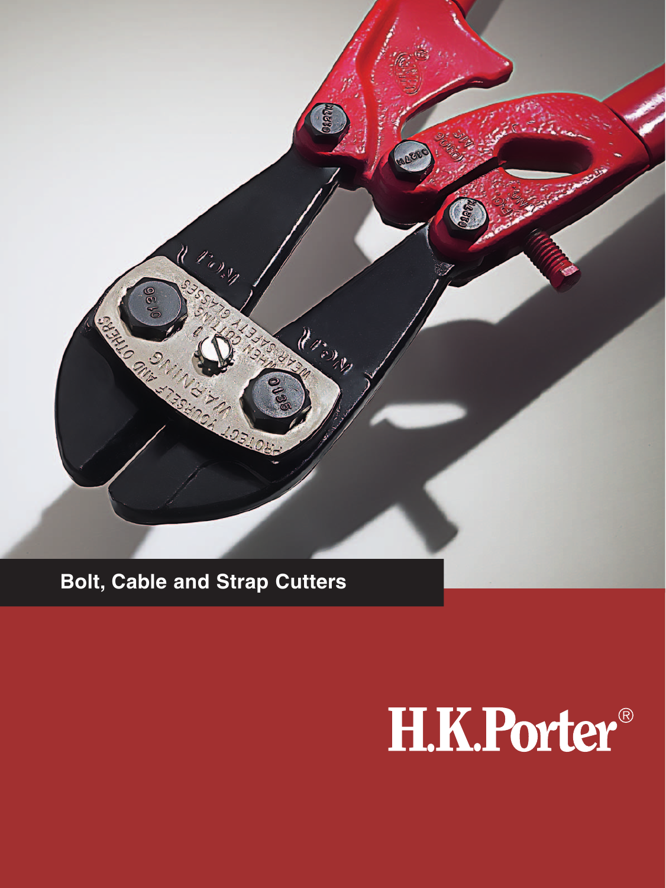# Bolt, Cable and Strap Cutters

H.K.Porter®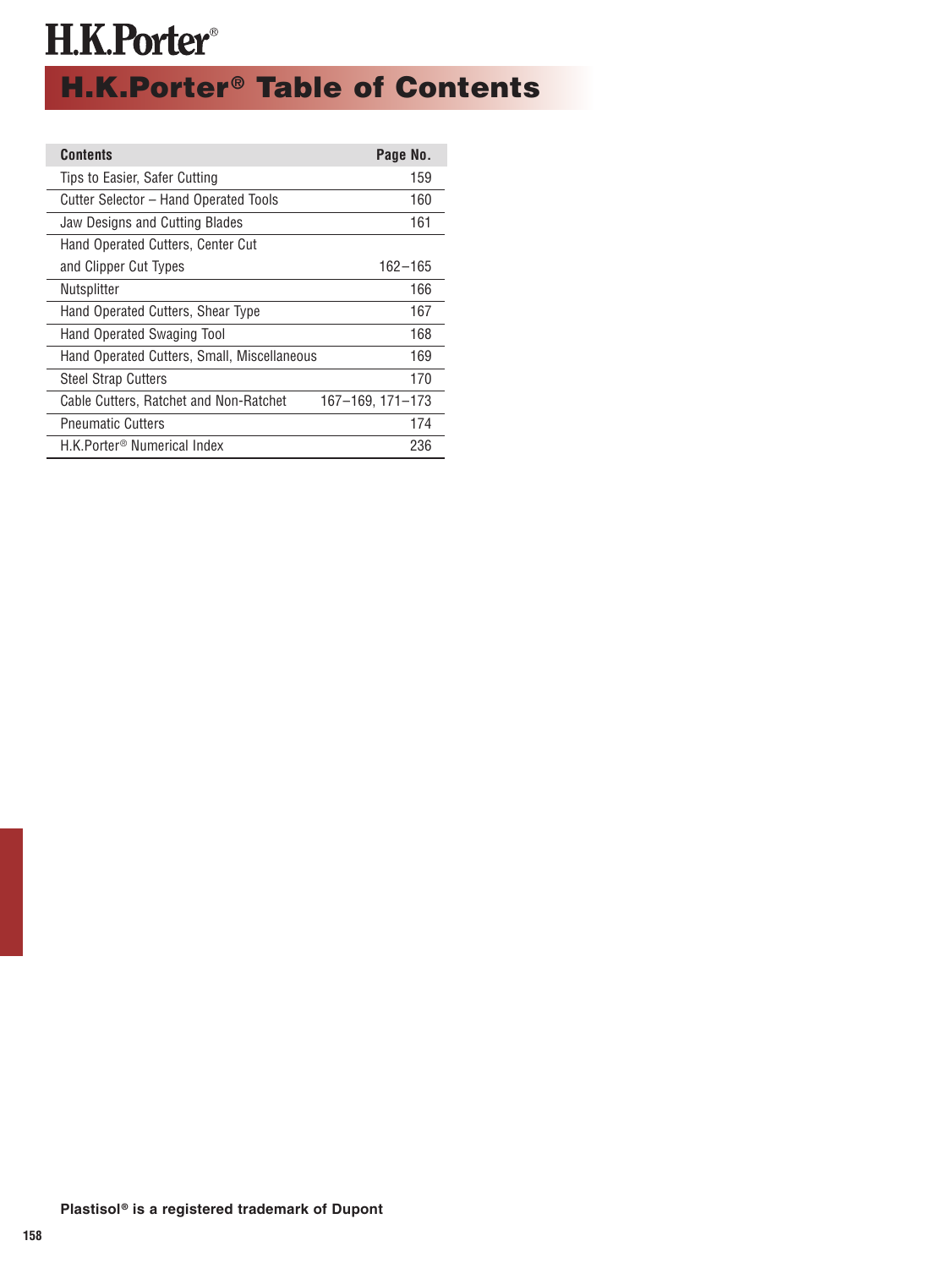# H.K.Porter®

## H.K.Porter® Table of Contents

| Contents | Page No. |
|---|---|
| Tips to Easier, Safer Cutting | 159 |
| Cutter Selector – Hand Operated Tools | 160 |
| Jaw Designs and Cutting Blades | 161 |
| Hand Operated Cutters, Center Cut and Clipper Cut Types | 162–165 |
| Nutsplitter | 166 |
| Hand Operated Cutters, Shear Type | 167 |
| Hand Operated Swaging Tool | 168 |
| Hand Operated Cutters, Small, Miscellaneous | 169 |
| Steel Strap Cutters | 170 |
| Cable Cutters, Ratchet and Non-Ratchet | 167–169, 171–173 |
| Pneumatic Cutters | 174 |
| H.K.Porter® Numerical Index | 236 |

**Plastisol® is a registered trademark of Dupont**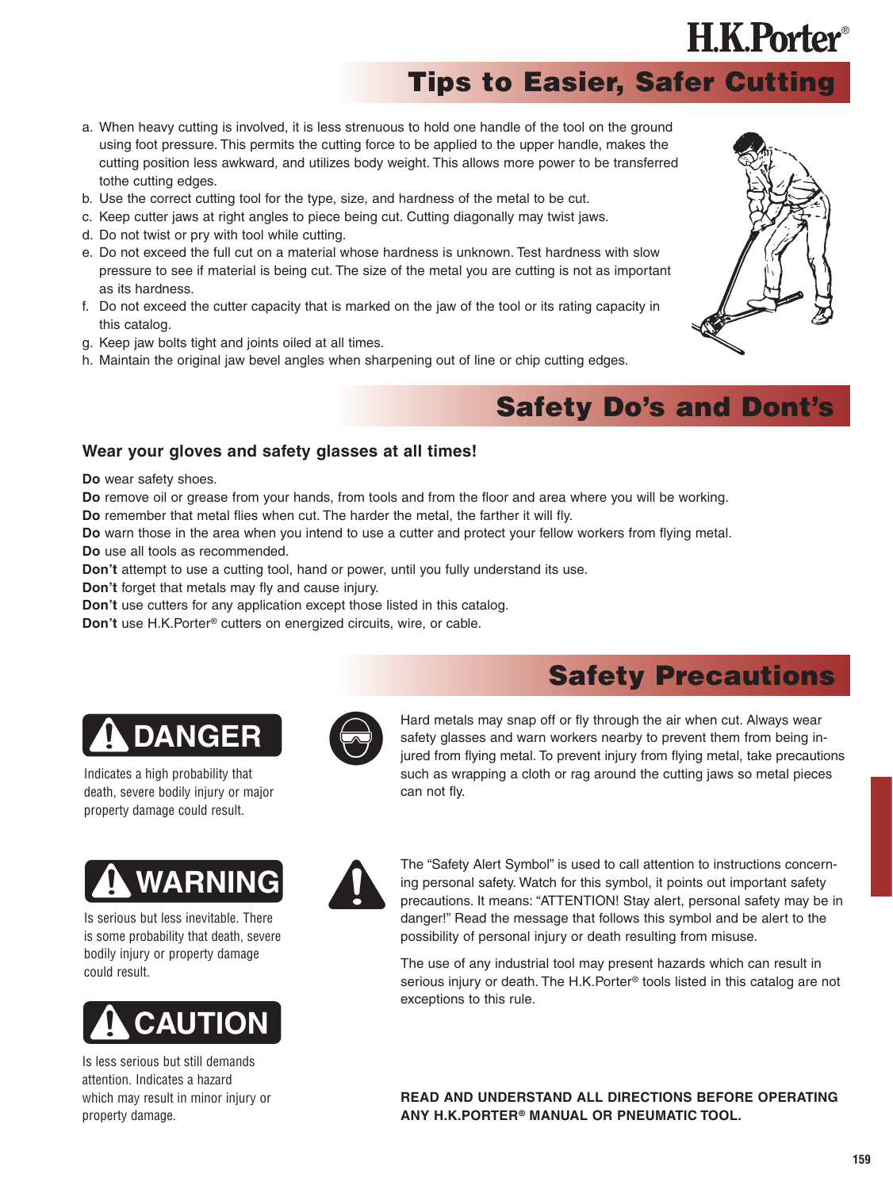## Tips to Easier, Safer Cutting

a. When heavy cutting is involved, it is less strenuous to hold one handle of the tool on the ground using foot pressure. This permits the cutting force to be applied to the upper handle, makes the cutting position less awkward, and utilizes body weight. This allows more power to be transferred tothe cutting edges.
b. Use the correct cutting tool for the type, size, and hardness of the metal to be cut.
c. Keep cutter jaws at right angles to piece being cut. Cutting diagonally may twist jaws.
d. Do not twist or pry with tool while cutting.
e. Do not exceed the full cut on a material whose hardness is unknown. Test hardness with slow pressure to see if material is being cut. The size of the metal you are cutting is not as important as its hardness.
f. Do not exceed the cutter capacity that is marked on the jaw of the tool or its rating capacity in this catalog.
g. Keep jaw bolts tight and joints oiled at all times.
h. Maintain the original jaw bevel angles when sharpening out of line or chip cutting edges.

## Safety Do's and Dont's

### Wear your gloves and safety glasses at all times!

**Do** wear safety shoes.
**Do** remove oil or grease from your hands, from tools and from the floor and area where you will be working.
**Do** remember that metal flies when cut. The harder the metal, the farther it will fly.
**Do** warn those in the area when you intend to use a cutter and protect your fellow workers from flying metal.
**Do** use all tools as recommended.
**Don't** attempt to use a cutting tool, hand or power, until you fully understand its use.
**Don't** forget that metals may fly and cause injury.
**Don't** use cutters for any application except those listed in this catalog.
**Don't** use H.K.Porter® cutters on energized circuits, wire, or cable.

## Safety Precautions

**DANGER**

Indicates a high probability that death, severe bodily injury or major property damage could result.

**WARNING**

Is serious but less inevitable. There is some probability that death, severe bodily injury or property damage could result.

**CAUTION**

Is less serious but still demands attention. Indicates a hazard which may result in minor injury or property damage.

Hard metals may snap off or fly through the air when cut. Always wear safety glasses and warn workers nearby to prevent them from being injured from flying metal. To prevent injury from flying metal, take precautions such as wrapping a cloth or rag around the cutting jaws so metal pieces can not fly.

The "Safety Alert Symbol" is used to call attention to instructions concerning personal safety. Watch for this symbol, it points out important safety precautions. It means: "ATTENTION! Stay alert, personal safety may be in danger!" Read the message that follows this symbol and be alert to the possibility of personal injury or death resulting from misuse.

The use of any industrial tool may present hazards which can result in serious injury or death. The H.K.Porter® tools listed in this catalog are not exceptions to this rule.

**READ AND UNDERSTAND ALL DIRECTIONS BEFORE OPERATING ANY H.K.PORTER® MANUAL OR PNEUMATIC TOOL.**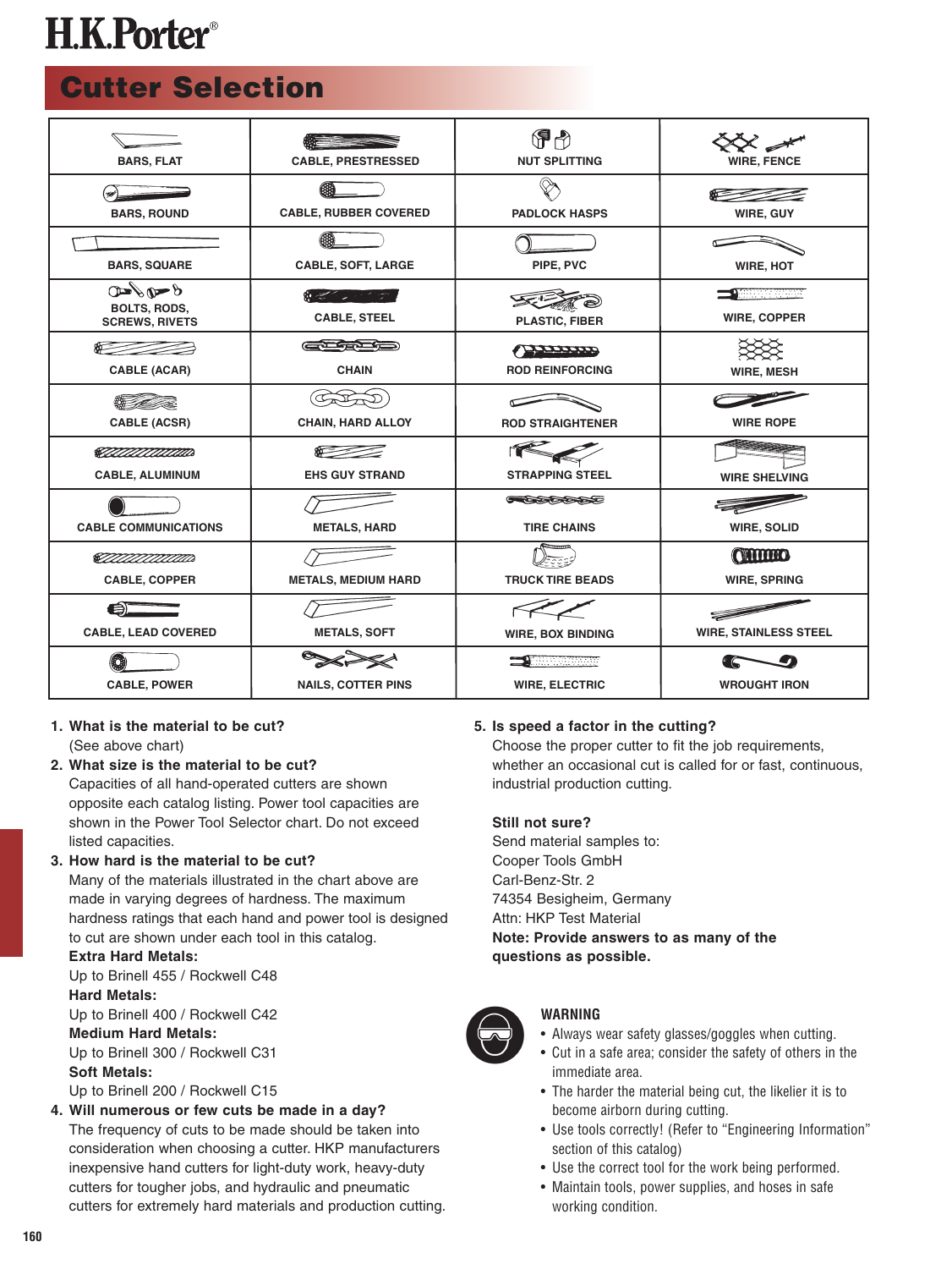H.K.Porter®

# Cutter Selection

| | | | |
|---|---|---|---|
| BARS, FLAT | CABLE, PRESTRESSED | NUT SPLITTING | WIRE, FENCE |
| BARS, ROUND | CABLE, RUBBER COVERED | PADLOCK HASPS | WIRE, GUY |
| BARS, SQUARE | CABLE, SOFT, LARGE | PIPE, PVC | WIRE, HOT |
| BOLTS, RODS, SCREWS, RIVETS | CABLE, STEEL | PLASTIC, FIBER | WIRE, COPPER |
| CABLE (ACAR) | CHAIN | ROD REINFORCING | WIRE, MESH |
| CABLE (ACSR) | CHAIN, HARD ALLOY | ROD STRAIGHTENER | WIRE ROPE |
| CABLE, ALUMINUM | EHS GUY STRAND | STRAPPING STEEL | WIRE SHELVING |
| CABLE COMMUNICATIONS | METALS, HARD | TIRE CHAINS | WIRE, SOLID |
| CABLE, COPPER | METALS, MEDIUM HARD | TRUCK TIRE BEADS | WIRE, SPRING |
| CABLE, LEAD COVERED | METALS, SOFT | WIRE, BOX BINDING | WIRE, STAINLESS STEEL |
| CABLE, POWER | NAILS, COTTER PINS | WIRE, ELECTRIC | WROUGHT IRON |

1. **What is the material to be cut?**
   (See above chart)
2. **What size is the material to be cut?**
   Capacities of all hand-operated cutters are shown opposite each catalog listing. Power tool capacities are shown in the Power Tool Selector chart. Do not exceed listed capacities.
3. **How hard is the material to be cut?**
   Many of the materials illustrated in the chart above are made in varying degrees of hardness. The maximum hardness ratings that each hand and power tool is designed to cut are shown under each tool in this catalog.
   **Extra Hard Metals:**
   Up to Brinell 455 / Rockwell C48
   **Hard Metals:**
   Up to Brinell 400 / Rockwell C42
   **Medium Hard Metals:**
   Up to Brinell 300 / Rockwell C31
   **Soft Metals:**
   Up to Brinell 200 / Rockwell C15
4. **Will numerous or few cuts be made in a day?**
   The frequency of cuts to be made should be taken into consideration when choosing a cutter. HKP manufacturers inexpensive hand cutters for light-duty work, heavy-duty cutters for tougher jobs, and hydraulic and pneumatic cutters for extremely hard materials and production cutting.
5. **Is speed a factor in the cutting?**
   Choose the proper cutter to fit the job requirements, whether an occasional cut is called for or fast, continuous, industrial production cutting.

**Still not sure?**
Send material samples to:
Cooper Tools GmbH
Carl-Benz-Str. 2
74354 Besigheim, Germany
Attn: HKP Test Material
**Note: Provide answers to as many of the questions as possible.**

**WARNING**
- Always wear safety glasses/goggles when cutting.
- Cut in a safe area; consider the safety of others in the immediate area.
- The harder the material being cut, the likelier it is to become airborn during cutting.
- Use tools correctly! (Refer to "Engineering Information" section of this catalog)
- Use the correct tool for the work being performed.
- Maintain tools, power supplies, and hoses in safe working condition.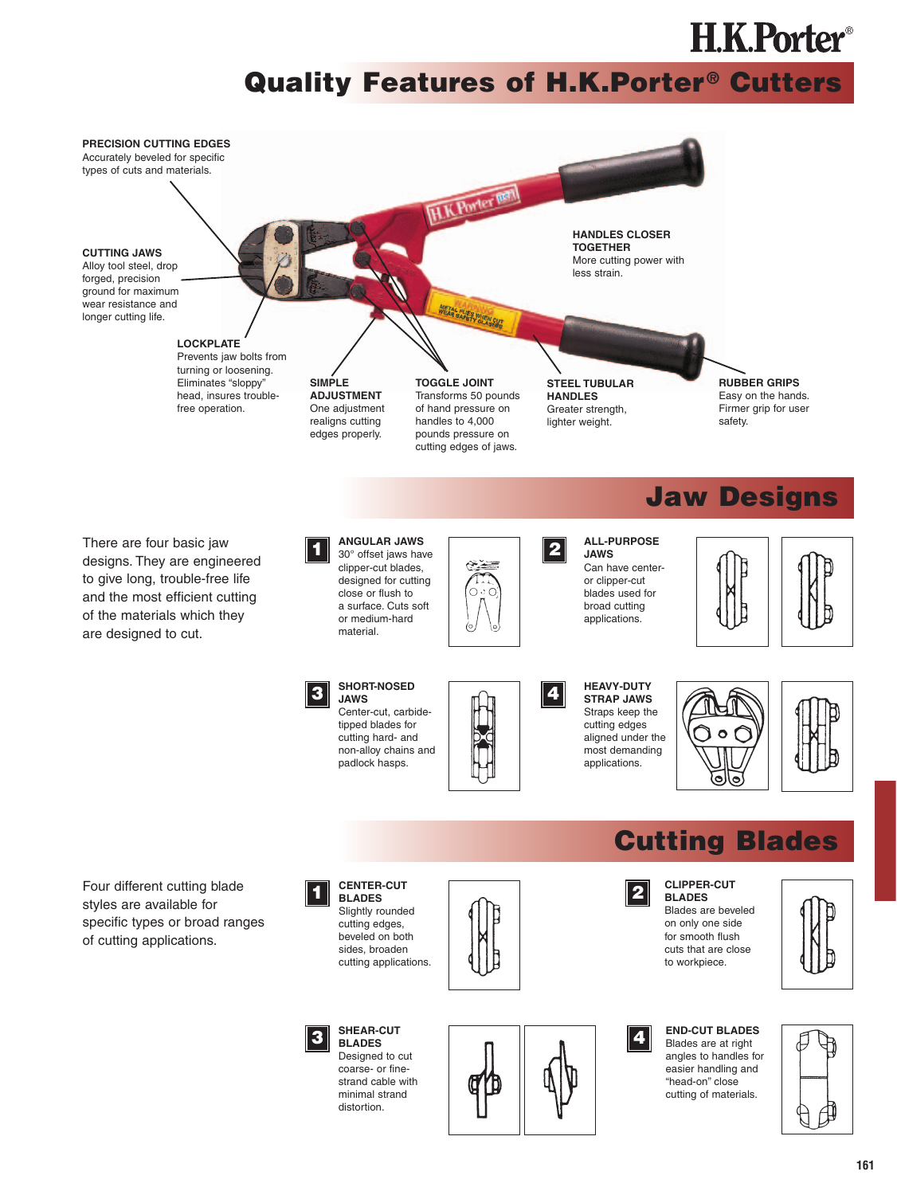# Quality Features of H.K.Porter® Cutters

**PRECISION CUTTING EDGES**
Accurately beveled for specific types of cuts and materials.

**CUTTING JAWS**
Alloy tool steel, drop forged, precision ground for maximum wear resistance and longer cutting life.

**HANDLES CLOSER TOGETHER**
More cutting power with less strain.

**LOCKPLATE**
Prevents jaw bolts from turning or loosening. Eliminates "sloppy" head, insures trouble-free operation.

**SIMPLE ADJUSTMENT**
One adjustment realigns cutting edges properly.

**TOGGLE JOINT**
Transforms 50 pounds of hand pressure on handles to 4,000 pounds pressure on cutting edges of jaws.

**STEEL TUBULAR HANDLES**
Greater strength, lighter weight.

**RUBBER GRIPS**
Easy on the hands. Firmer grip for user safety.

## Jaw Designs

There are four basic jaw designs. They are engineered to give long, trouble-free life and the most efficient cutting of the materials which they are designed to cut.

**1 ANGULAR JAWS**
30° offset jaws have clipper-cut blades, designed for cutting close or flush to a surface. Cuts soft or medium-hard material.

**2 ALL-PURPOSE JAWS**
Can have center- or clipper-cut blades used for broad cutting applications.

**3 SHORT-NOSED JAWS**
Center-cut, carbide-tipped blades for cutting hard- and non-alloy chains and padlock hasps.

**4 HEAVY-DUTY STRAP JAWS**
Straps keep the cutting edges aligned under the most demanding applications.

## Cutting Blades

Four different cutting blade styles are available for specific types or broad ranges of cutting applications.

**1 CENTER-CUT BLADES**
Slightly rounded cutting edges, beveled on both sides, broaden cutting applications.

**2 CLIPPER-CUT BLADES**
Blades are beveled on only one side for smooth flush cuts that are close to workpiece.

**3 SHEAR-CUT BLADES**
Designed to cut coarse- or fine-strand cable with minimal strand distortion.

**4 END-CUT BLADES**
Blades are at right angles to handles for easier handling and "head-on" close cutting of materials.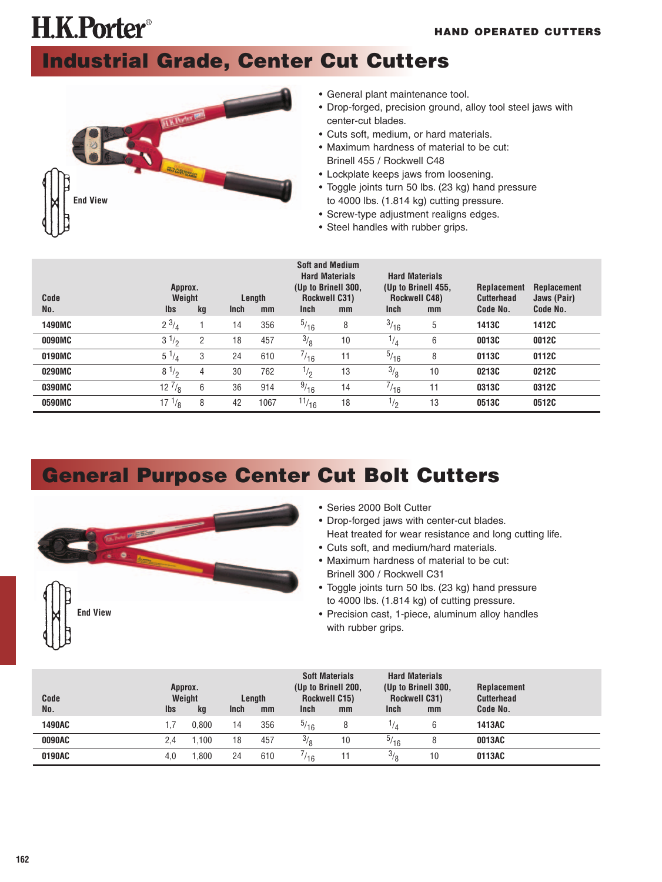H.K.Porter®

HAND OPERATED CUTTERS

# Industrial Grade, Center Cut Cutters

End View

- General plant maintenance tool.
- Drop-forged, precision ground, alloy tool steel jaws with center-cut blades.
- Cuts soft, medium, or hard materials.
- Maximum hardness of material to be cut: Brinell 455 / Rockwell C48
- Lockplate keeps jaws from loosening.
- Toggle joints turn 50 lbs. (23 kg) hand pressure to 4000 lbs. (1.814 kg) cutting pressure.
- Screw-type adjustment realigns edges.
- Steel handles with rubber grips.

| Code No. | Approx. Weight lbs | kg | Length Inch | mm | Soft and Medium Hard Materials (Up to Brinell 300, Rockwell C31) Inch | mm | Hard Materials (Up to Brinell 455, Rockwell C48) Inch | mm | Replacement Cutterhead Code No. | Replacement Jaws (Pair) Code No. |
|---|---|---|---|---|---|---|---|---|---|---|
| 1490MC | 2 3/4 | 1 | 14 | 356 | 5/16 | 8 | 3/16 | 5 | 1413C | 1412C |
| 0090MC | 3 1/2 | 2 | 18 | 457 | 3/8 | 10 | 1/4 | 6 | 0013C | 0012C |
| 0190MC | 5 1/4 | 3 | 24 | 610 | 7/16 | 11 | 5/16 | 8 | 0113C | 0112C |
| 0290MC | 8 1/2 | 4 | 30 | 762 | 1/2 | 13 | 3/8 | 10 | 0213C | 0212C |
| 0390MC | 12 7/8 | 6 | 36 | 914 | 9/16 | 14 | 7/16 | 11 | 0313C | 0312C |
| 0590MC | 17 1/8 | 8 | 42 | 1067 | 11/16 | 18 | 1/2 | 13 | 0513C | 0512C |

# General Purpose Center Cut Bolt Cutters

End View

- Series 2000 Bolt Cutter
- Drop-forged jaws with center-cut blades. Heat treated for wear resistance and long cutting life.
- Cuts soft, and medium/hard materials.
- Maximum hardness of material to be cut: Brinell 300 / Rockwell C31
- Toggle joints turn 50 lbs. (23 kg) hand pressure to 4000 lbs. (1.814 kg) of cutting pressure.
- Precision cast, 1-piece, aluminum alloy handles with rubber grips.

| Code No. | Approx. Weight lbs | kg | Length Inch | mm | Soft Materials (Up to Brinell 200, Rockwell C15) Inch | mm | Hard Materials (Up to Brinell 300, Rockwell C31) Inch | mm | Replacement Cutterhead Code No. |
|---|---|---|---|---|---|---|---|---|---|
| 1490AC | 1,7 | 0,800 | 14 | 356 | 5/16 | 8 | 1/4 | 6 | 1413AC |
| 0090AC | 2,4 | 1,100 | 18 | 457 | 3/8 | 10 | 5/16 | 8 | 0013AC |
| 0190AC | 4,0 | 1,800 | 24 | 610 | 7/16 | 11 | 3/8 | 10 | 0113AC |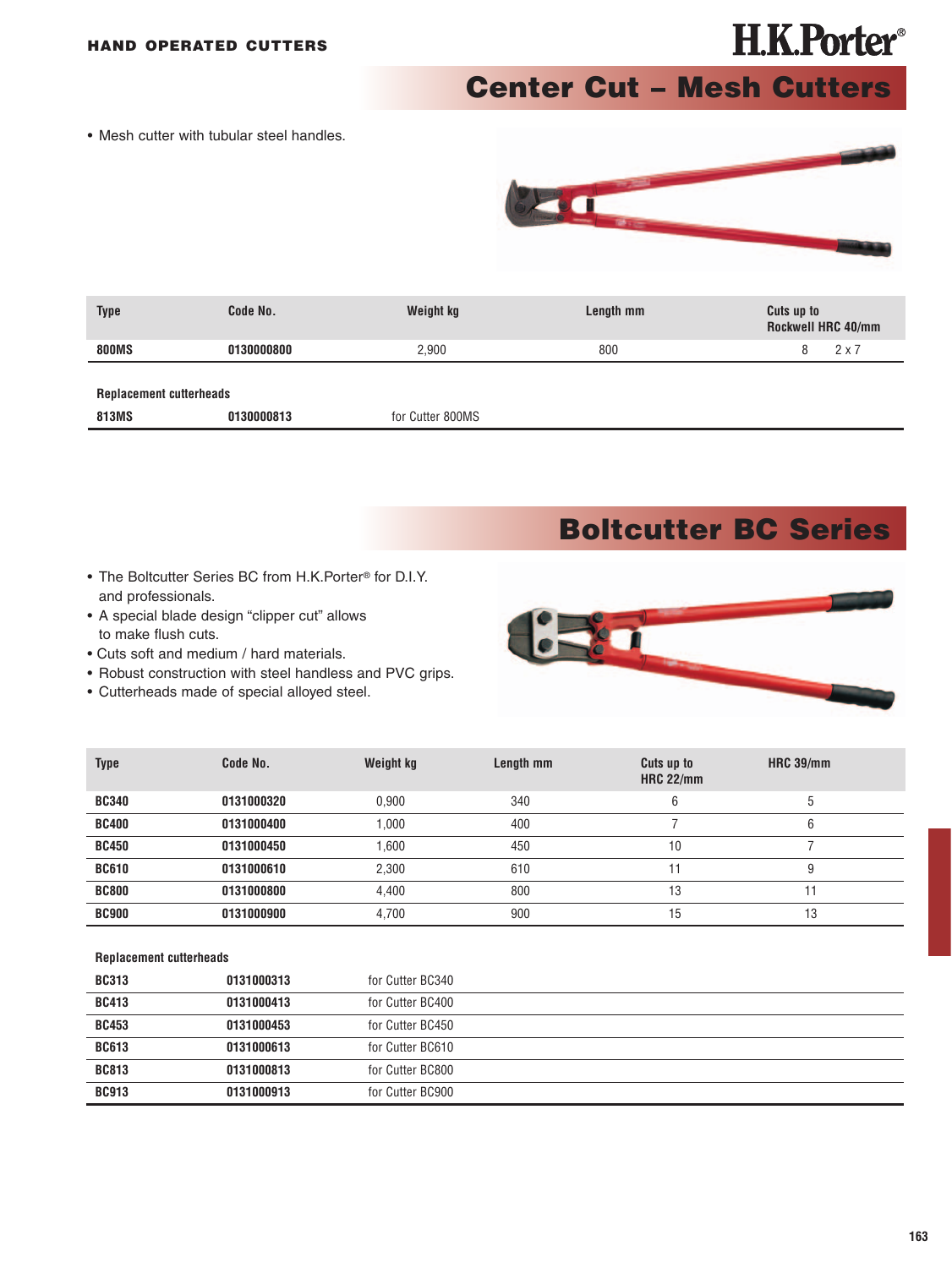HAND OPERATED CUTTERS

# Center Cut – Mesh Cutters

- Mesh cutter with tubular steel handles.

| Type | Code No. | Weight kg | Length mm | Cuts up to Rockwell HRC 40/mm |
|---|---|---|---|---|
| **800MS** | **0130000800** | 2,900 | 800 | 8    2 x 7 |
| **Replacement cutterheads** | | | | |
| **813MS** | **0130000813** | for Cutter 800MS | | |

# Boltcutter BC Series

- The Boltcutter Series BC from H.K.Porter® for D.I.Y. and professionals.
- A special blade design "clipper cut" allows to make flush cuts.
- Cuts soft and medium / hard materials.
- Robust construction with steel handless and PVC grips.
- Cutterheads made of special alloyed steel.

| Type | Code No. | Weight kg | Length mm | Cuts up to HRC 22/mm | HRC 39/mm |
|---|---|---|---|---|---|
| **BC340** | **0131000320** | 0,900 | 340 | 6 | 5 |
| **BC400** | **0131000400** | 1,000 | 400 | 7 | 6 |
| **BC450** | **0131000450** | 1,600 | 450 | 10 | 7 |
| **BC610** | **0131000610** | 2,300 | 610 | 11 | 9 |
| **BC800** | **0131000800** | 4,400 | 800 | 13 | 11 |
| **BC900** | **0131000900** | 4,700 | 900 | 15 | 13 |

**Replacement cutterheads**

| | | |
|---|---|---|
| **BC313** | **0131000313** | for Cutter BC340 |
| **BC413** | **0131000413** | for Cutter BC400 |
| **BC453** | **0131000453** | for Cutter BC450 |
| **BC613** | **0131000613** | for Cutter BC610 |
| **BC813** | **0131000813** | for Cutter BC800 |
| **BC913** | **0131000913** | for Cutter BC900 |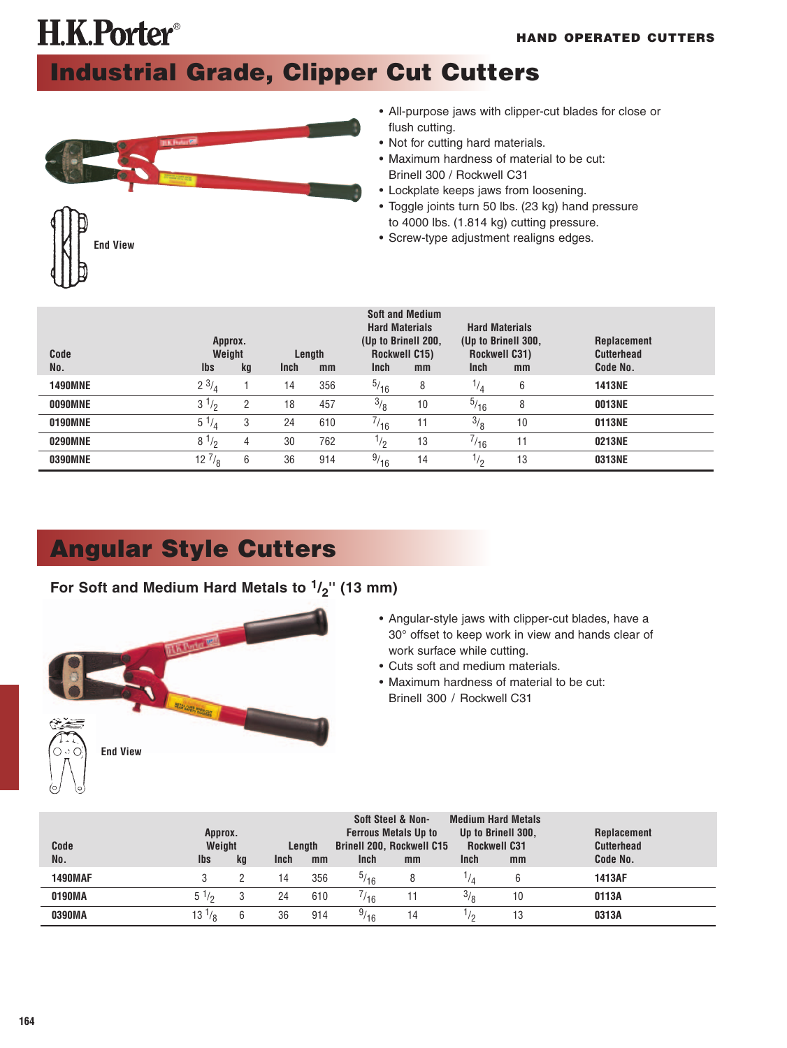H.K.Porter®

HAND OPERATED CUTTERS

# Industrial Grade, Clipper Cut Cutters

End View

- All-purpose jaws with clipper-cut blades for close or flush cutting.
- Not for cutting hard materials.
- Maximum hardness of material to be cut: Brinell 300 / Rockwell C31
- Lockplate keeps jaws from loosening.
- Toggle joints turn 50 lbs. (23 kg) hand pressure to 4000 lbs. (1.814 kg) cutting pressure.
- Screw-type adjustment realigns edges.

| Code No. | Approx. Weight lbs | kg | Length Inch | mm | Soft and Medium Hard Materials (Up to Brinell 200, Rockwell C15) Inch | mm | Hard Materials (Up to Brinell 300, Rockwell C31) Inch | mm | Replacement Cutterhead Code No. |
|---|---|---|---|---|---|---|---|---|---|
| 1490MNE | 2 3/4 | 1 | 14 | 356 | 5/16 | 8 | 1/4 | 6 | 1413NE |
| 0090MNE | 3 1/2 | 2 | 18 | 457 | 3/8 | 10 | 5/16 | 8 | 0013NE |
| 0190MNE | 5 1/4 | 3 | 24 | 610 | 7/16 | 11 | 3/8 | 10 | 0113NE |
| 0290MNE | 8 1/2 | 4 | 30 | 762 | 1/2 | 13 | 7/16 | 11 | 0213NE |
| 0390MNE | 12 7/8 | 6 | 36 | 914 | 9/16 | 14 | 1/2 | 13 | 0313NE |

# Angular Style Cutters

## For Soft and Medium Hard Metals to 1/2" (13 mm)

End View

- Angular-style jaws with clipper-cut blades, have a 30° offset to keep work in view and hands clear of work surface while cutting.
- Cuts soft and medium materials.
- Maximum hardness of material to be cut: Brinell 300 / Rockwell C31

| Code No. | Approx. Weight lbs | kg | Length Inch | mm | Soft Steel & Non-Ferrous Metals Up to Brinell 200, Rockwell C15 Inch | mm | Medium Hard Metals Up to Brinell 300, Rockwell C31 Inch | mm | Replacement Cutterhead Code No. |
|---|---|---|---|---|---|---|---|---|---|
| 1490MAF | 3 | 2 | 14 | 356 | 5/16 | 8 | 1/4 | 6 | 1413AF |
| 0190MA | 5 1/2 | 3 | 24 | 610 | 7/16 | 11 | 3/8 | 10 | 0113A |
| 0390MA | 13 1/8 | 6 | 36 | 914 | 9/16 | 14 | 1/2 | 13 | 0313A |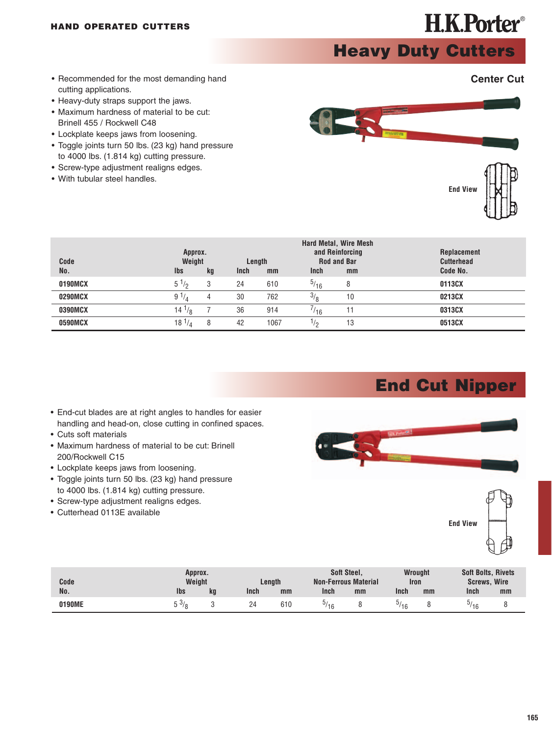HAND OPERATED CUTTERS

# Heavy Duty Cutters

### Center Cut

- Recommended for the most demanding hand cutting applications.
- Heavy-duty straps support the jaws.
- Maximum hardness of material to be cut: Brinell 455 / Rockwell C48
- Lockplate keeps jaws from loosening.
- Toggle joints turn 50 lbs. (23 kg) hand pressure to 4000 lbs. (1.814 kg) cutting pressure.
- Screw-type adjustment realigns edges.
- With tubular steel handles.

End View

| Code No. | Approx. Weight lbs | kg | Length Inch | mm | Hard Metal, Wire Mesh and Reinforcing Rod and Bar Inch | mm | Replacement Cutterhead Code No. |
|---|---|---|---|---|---|---|---|
| 0190MCX | 5 1/2 | 3 | 24 | 610 | 5/16 | 8 | 0113CX |
| 0290MCX | 9 1/4 | 4 | 30 | 762 | 3/8 | 10 | 0213CX |
| 0390MCX | 14 1/8 | 7 | 36 | 914 | 7/16 | 11 | 0313CX |
| 0590MCX | 18 1/4 | 8 | 42 | 1067 | 1/2 | 13 | 0513CX |

# End Cut Nipper

- End-cut blades are at right angles to handles for easier handling and head-on, close cutting in confined spaces.
- Cuts soft materials
- Maximum hardness of material to be cut: Brinell 200/Rockwell C15
- Lockplate keeps jaws from loosening.
- Toggle joints turn 50 lbs. (23 kg) hand pressure to 4000 lbs. (1.814 kg) cutting pressure.
- Screw-type adjustment realigns edges.
- Cutterhead 0113E available

End View

| Code No. | Approx. Weight lbs | kg | Length Inch | mm | Soft Steel, Non-Ferrous Material Inch | mm | Wrought Iron Inch | mm | Soft Bolts, Rivets Screws, Wire Inch | mm |
|---|---|---|---|---|---|---|---|---|---|---|
| 0190ME | 5 3/8 | 3 | 24 | 610 | 5/16 | 8 | 5/16 | 8 | 5/16 | 8 |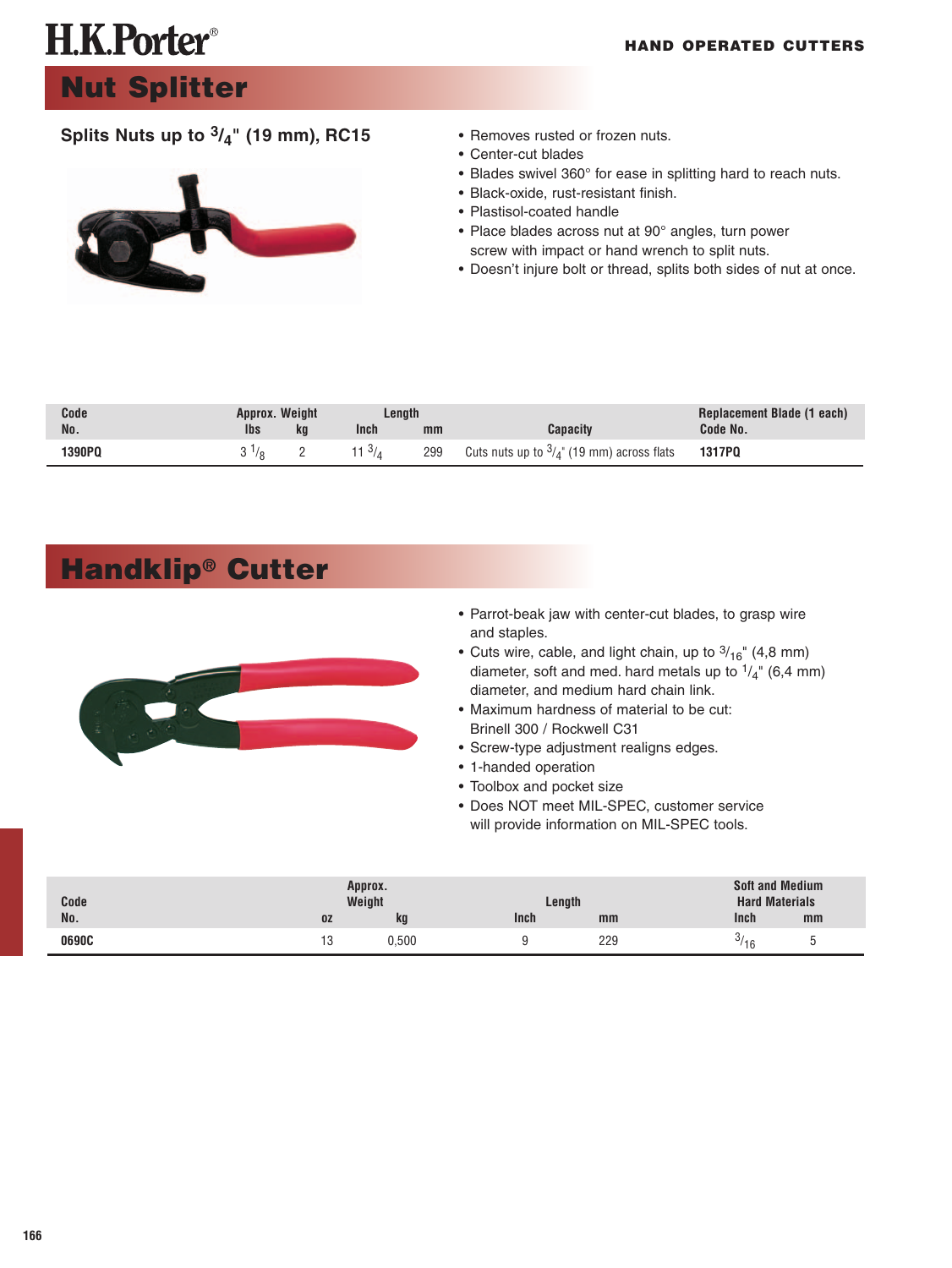# H.K.Porter®

**HAND OPERATED CUTTERS**

## Nut Splitter

### Splits Nuts up to $^3/_4$" (19 mm), RC15

- Removes rusted or frozen nuts.
- Center-cut blades
- Blades swivel 360° for ease in splitting hard to reach nuts.
- Black-oxide, rust-resistant finish.
- Plastisol-coated handle
- Place blades across nut at 90° angles, turn power screw with impact or hand wrench to split nuts.
- Doesn't injure bolt or thread, splits both sides of nut at once.

| Code No. | Approx. Weight lbs | Approx. Weight kg | Length Inch | Length mm | Capacity | Replacement Blade (1 each) Code No. |
|---|---|---|---|---|---|---|
| 1390PQ | 3 $^1/_8$ | 2 | 11 $^3/_4$ | 299 | Cuts nuts up to $^3/_4$" (19 mm) across flats | 1317PQ |

## Handklip® Cutter

- Parrot-beak jaw with center-cut blades, to grasp wire and staples.
- Cuts wire, cable, and light chain, up to $^3/_{16}$" (4,8 mm) diameter, soft and med. hard metals up to $^1/_4$" (6,4 mm) diameter, and medium hard chain link.
- Maximum hardness of material to be cut: Brinell 300 / Rockwell C31
- Screw-type adjustment realigns edges.
- 1-handed operation
- Toolbox and pocket size
- Does NOT meet MIL-SPEC, customer service will provide information on MIL-SPEC tools.

| Code No. | Approx. Weight oz | Approx. Weight kg | Length Inch | Length mm | Soft and Medium Hard Materials Inch | Soft and Medium Hard Materials mm |
|---|---|---|---|---|---|---|
| 0690C | 13 | 0,500 | 9 | 229 | $^3/_{16}$ | 5 |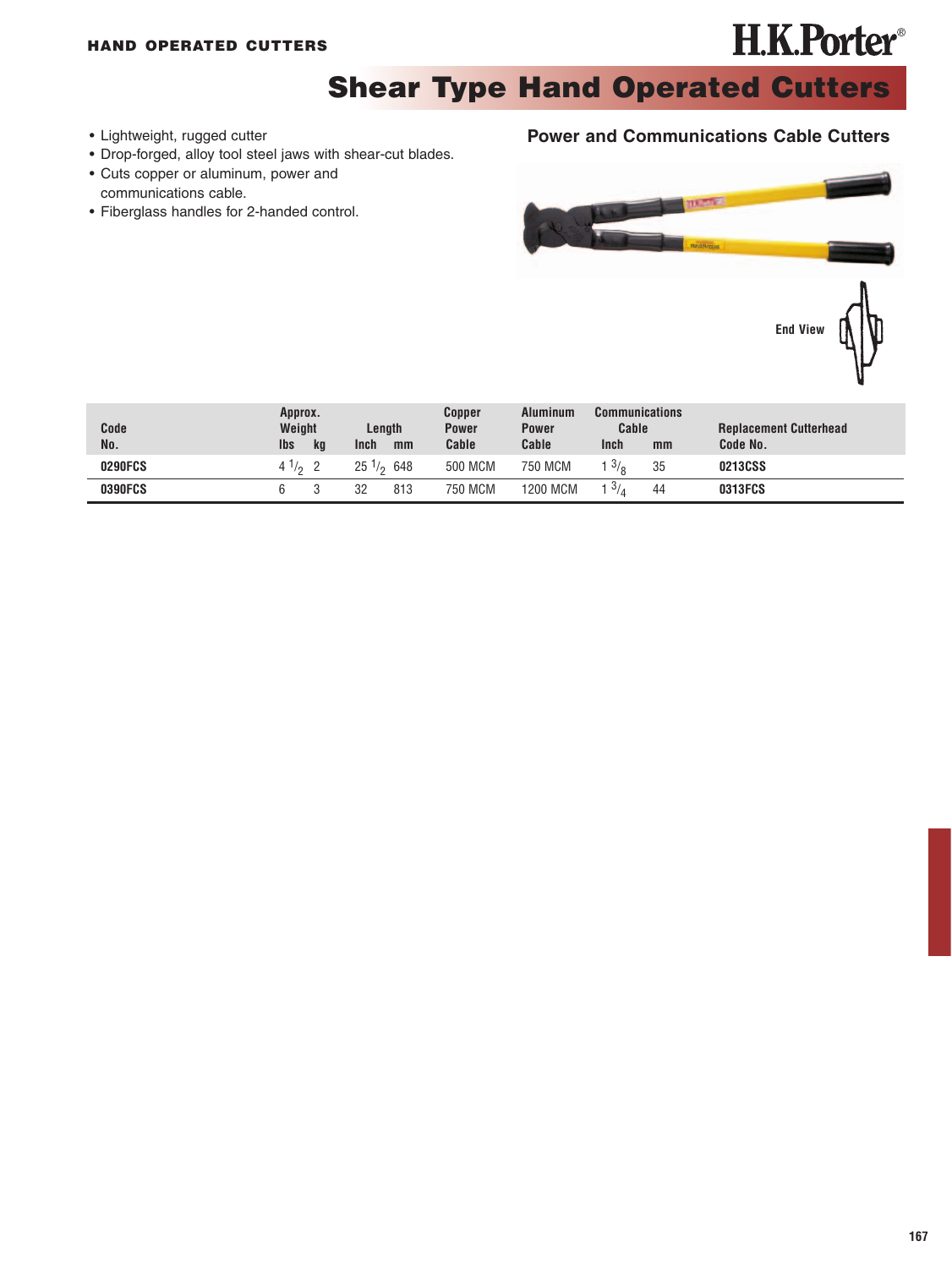# Shear Type Hand Operated Cutters

- Lightweight, rugged cutter
- Drop-forged, alloy tool steel jaws with shear-cut blades.
- Cuts copper or aluminum, power and communications cable.
- Fiberglass handles for 2-handed control.

## Power and Communications Cable Cutters

End View

| Code No. | Approx. Weight lbs | kg | Length Inch | mm | Copper Power Cable | Aluminum Power Cable | Communications Cable Inch | mm | Replacement Cutterhead Code No. |
|---|---|---|---|---|---|---|---|---|---|
| **0290FCS** | 4 1/2 | 2 | 25 1/2 | 648 | 500 MCM | 750 MCM | 1 3/8 | 35 | **0213CSS** |
| **0390FCS** | 6 | 3 | 32 | 813 | 750 MCM | 1200 MCM | 1 3/4 | 44 | **0313FCS** |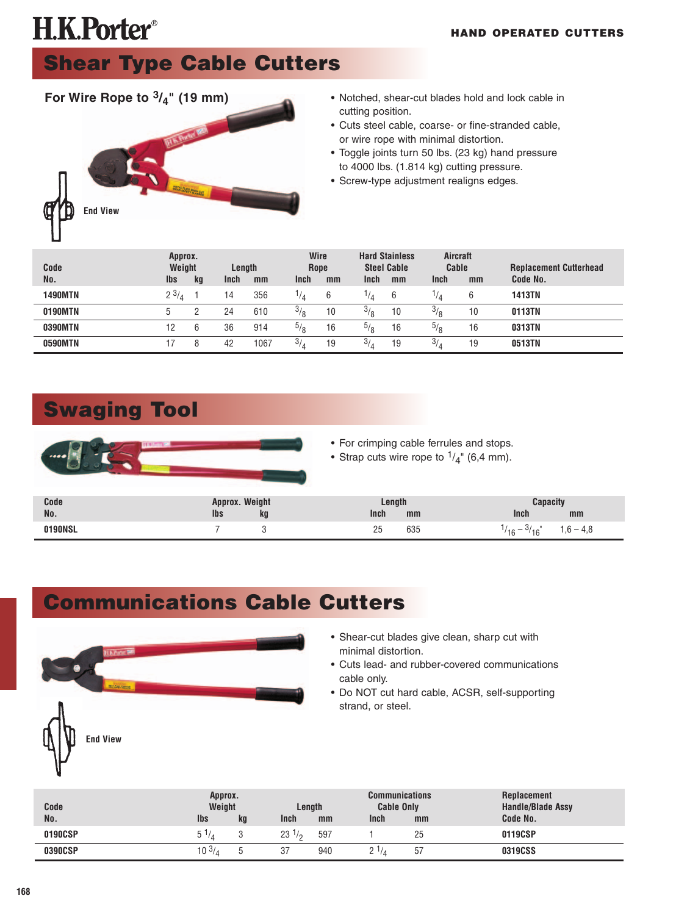# H.K.Porter®

HAND OPERATED CUTTERS

## Shear Type Cable Cutters

### For Wire Rope to $^3/_4$" (19 mm)

End View

- Notched, shear-cut blades hold and lock cable in cutting position.
- Cuts steel cable, coarse- or fine-stranded cable, or wire rope with minimal distortion.
- Toggle joints turn 50 lbs. (23 kg) hand pressure to 4000 lbs. (1.814 kg) cutting pressure.
- Screw-type adjustment realigns edges.

| Code No. | Approx. Weight lbs | kg | Length Inch | mm | Wire Rope Inch | mm | Hard Stainless Steel Cable Inch | mm | Aircraft Cable Inch | mm | Replacement Cutterhead Code No. |
|---|---|---|---|---|---|---|---|---|---|---|---|
| **1490MTN** | 2 $^3/_4$ | 1 | 14 | 356 | $^1/_4$ | 6 | $^1/_4$ | 6 | $^1/_4$ | 6 | **1413TN** |
| **0190MTN** | 5 | 2 | 24 | 610 | $^3/_8$ | 10 | $^3/_8$ | 10 | $^3/_8$ | 10 | **0113TN** |
| **0390MTN** | 12 | 6 | 36 | 914 | $^5/_8$ | 16 | $^5/_8$ | 16 | $^5/_8$ | 16 | **0313TN** |
| **0590MTN** | 17 | 8 | 42 | 1067 | $^3/_4$ | 19 | $^3/_4$ | 19 | $^3/_4$ | 19 | **0513TN** |

## Swaging Tool

- For crimping cable ferrules and stops.
- Strap cuts wire rope to $^1/_4$" (6,4 mm).

| Code No. | Approx. Weight lbs | kg | Length Inch | mm | Capacity Inch | mm |
|---|---|---|---|---|---|---|
| **0190NSL** | 7 | 3 | 25 | 635 | $^1/_{16}$ – $^3/_{16}$" | 1,6 – 4,8 |

## Communications Cable Cutters

End View

- Shear-cut blades give clean, sharp cut with minimal distortion.
- Cuts lead- and rubber-covered communications cable only.
- Do NOT cut hard cable, ACSR, self-supporting strand, or steel.

| Code No. | Approx. Weight lbs | kg | Length Inch | mm | Communications Cable Only Inch | mm | Replacement Handle/Blade Assy Code No. |
|---|---|---|---|---|---|---|---|
| **0190CSP** | 5 $^1/_4$ | 3 | 23 $^1/_2$ | 597 | 1 | 25 | **0119CSP** |
| **0390CSP** | 10 $^3/_4$ | 5 | 37 | 940 | 2 $^1/_4$ | 57 | **0319CSS** |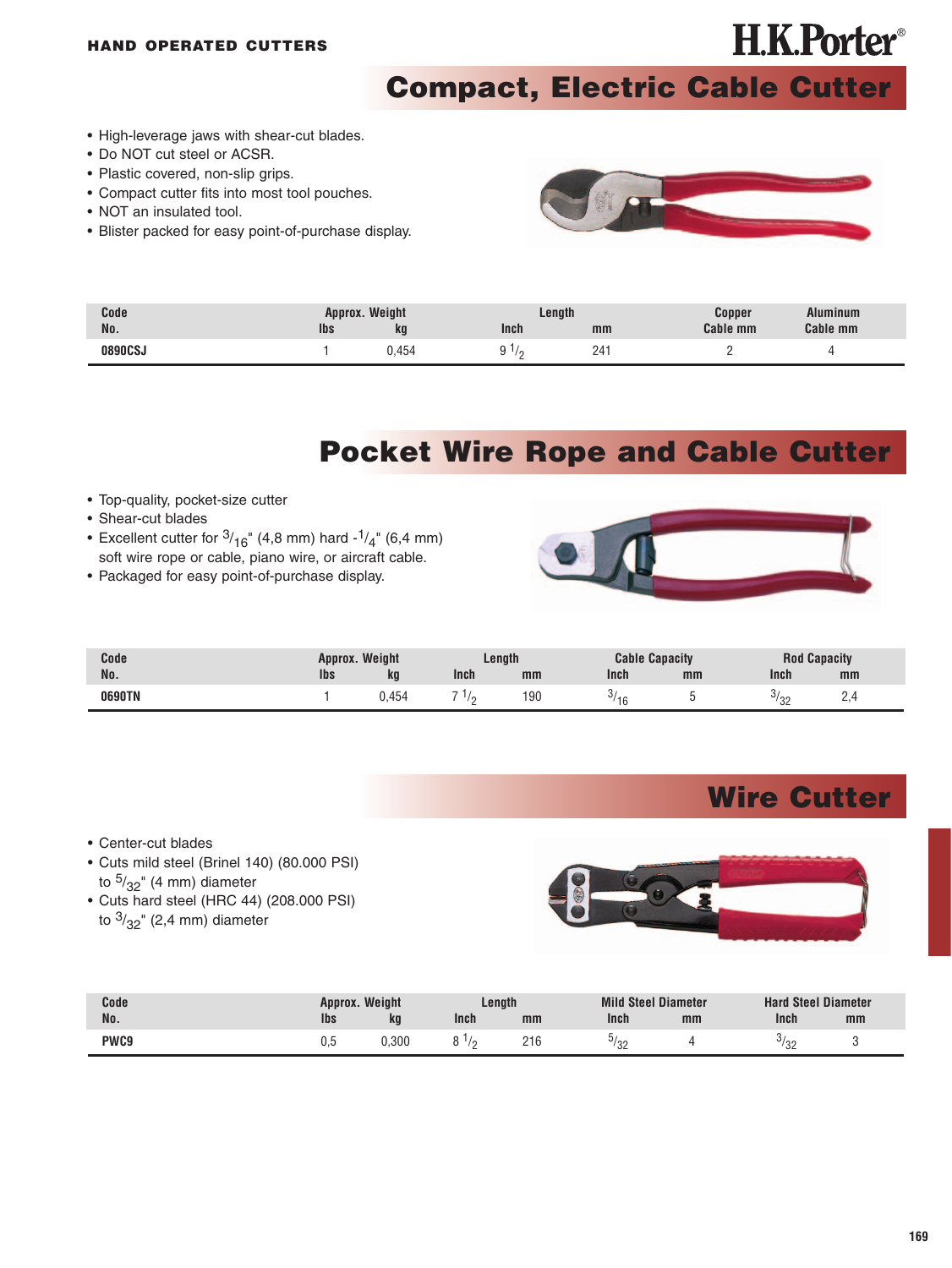**HAND OPERATED CUTTERS**

H.K.Porter®

## Compact, Electric Cable Cutter

- High-leverage jaws with shear-cut blades.
- Do NOT cut steel or ACSR.
- Plastic covered, non-slip grips.
- Compact cutter fits into most tool pouches.
- NOT an insulated tool.
- Blister packed for easy point-of-purchase display.

| Code | Approx. Weight | | Length | | Copper | Aluminum |
|---|---|---|---|---|---|---|
| No. | lbs | kg | Inch | mm | Cable mm | Cable mm |
| **0890CSJ** | 1 | 0,454 | 9 1/2 | 241 | 2 | 4 |

## Pocket Wire Rope and Cable Cutter

- Top-quality, pocket-size cutter
- Shear-cut blades
- Excellent cutter for 3/16" (4,8 mm) hard -1/4" (6,4 mm) soft wire rope or cable, piano wire, or aircraft cable.
- Packaged for easy point-of-purchase display.

| Code | Approx. Weight | | Length | | Cable Capacity | | Rod Capacity | |
|---|---|---|---|---|---|---|---|---|
| No. | lbs | kg | Inch | mm | Inch | mm | Inch | mm |
| **0690TN** | 1 | 0,454 | 7 1/2 | 190 | 3/16 | 5 | 3/32 | 2,4 |

## Wire Cutter

- Center-cut blades
- Cuts mild steel (Brinel 140) (80.000 PSI) to 5/32" (4 mm) diameter
- Cuts hard steel (HRC 44) (208.000 PSI) to 3/32" (2,4 mm) diameter

| Code | Approx. Weight | | Length | | Mild Steel Diameter | | Hard Steel Diameter | |
|---|---|---|---|---|---|---|---|---|
| No. | lbs | kg | Inch | mm | Inch | mm | Inch | mm |
| **PWC9** | 0,5 | 0,300 | 8 1/2 | 216 | 5/32 | 4 | 3/32 | 3 |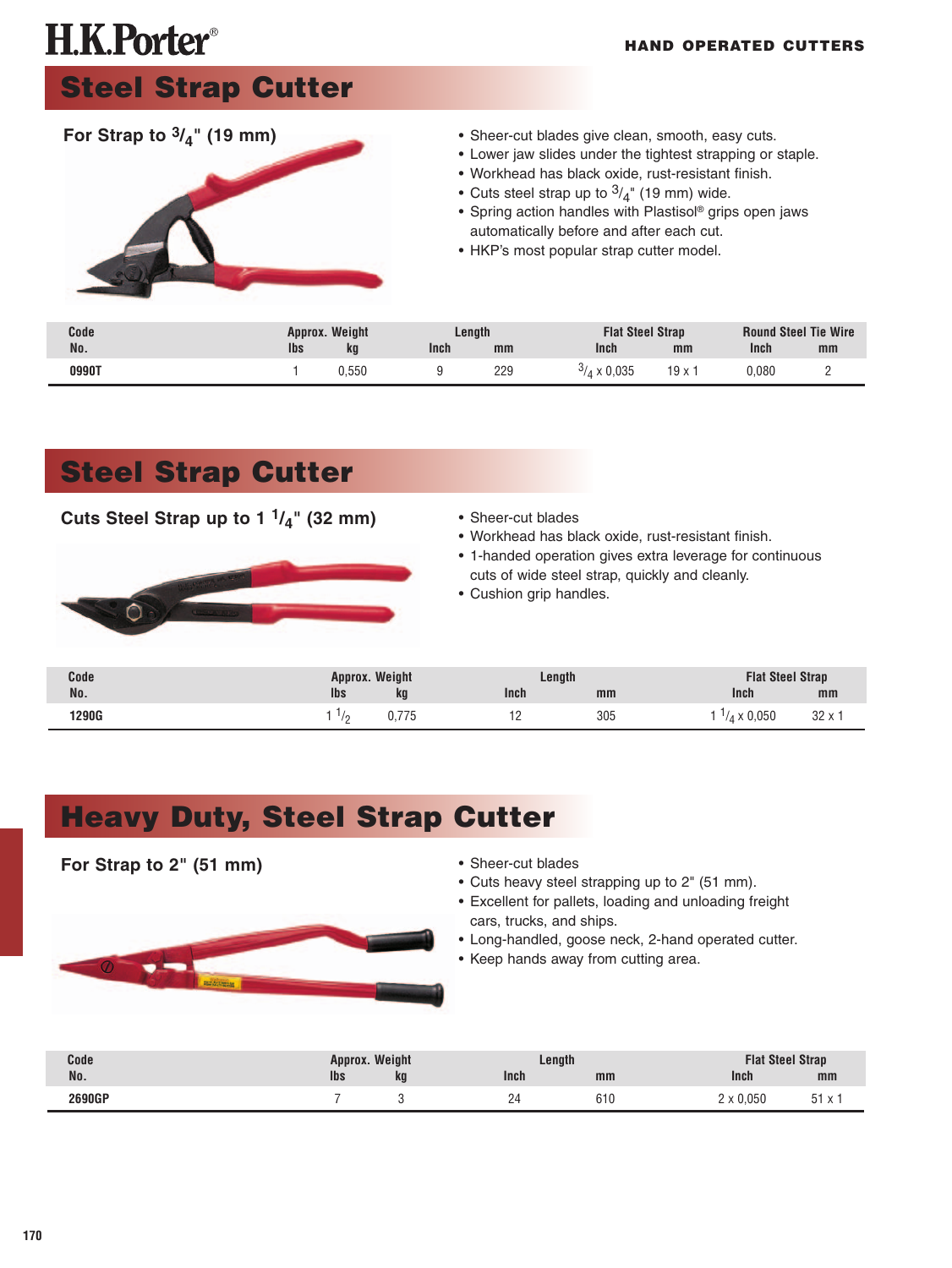# H.K.Porter®

## Steel Strap Cutter

### For Strap to $^{3}/_{4}$" (19 mm)

- Sheer-cut blades give clean, smooth, easy cuts.
- Lower jaw slides under the tightest strapping or staple.
- Workhead has black oxide, rust-resistant finish.
- Cuts steel strap up to $^{3}/_{4}$" (19 mm) wide.
- Spring action handles with Plastisol® grips open jaws automatically before and after each cut.
- HKP's most popular strap cutter model.

| Code No. | Approx. Weight | | Length | | Flat Steel Strap | | Round Steel Tie Wire | |
|---|---|---|---|---|---|---|---|---|
| | lbs | kg | Inch | mm | Inch | mm | Inch | mm |
| 0990T | 1 | 0,550 | 9 | 229 | $^{3}/_{4}$ x 0,035 | 19 x 1 | 0,080 | 2 |

## Steel Strap Cutter

### Cuts Steel Strap up to 1 $^{1}/_{4}$" (32 mm)

- Sheer-cut blades
- Workhead has black oxide, rust-resistant finish.
- 1-handed operation gives extra leverage for continuous cuts of wide steel strap, quickly and cleanly.
- Cushion grip handles.

| Code No. | Approx. Weight | | Length | | Flat Steel Strap | |
|---|---|---|---|---|---|---|
| | lbs | kg | Inch | mm | Inch | mm |
| 1290G | 1 $^{1}/_{2}$ | 0,775 | 12 | 305 | 1 $^{1}/_{4}$ x 0,050 | 32 x 1 |

## Heavy Duty, Steel Strap Cutter

### For Strap to 2" (51 mm)

- Sheer-cut blades
- Cuts heavy steel strapping up to 2" (51 mm).
- Excellent for pallets, loading and unloading freight cars, trucks, and ships.
- Long-handled, goose neck, 2-hand operated cutter.
- Keep hands away from cutting area.

| Code No. | Approx. Weight | | Length | | Flat Steel Strap | |
|---|---|---|---|---|---|---|
| | lbs | kg | Inch | mm | Inch | mm |
| 2690GP | 7 | 3 | 24 | 610 | 2 x 0,050 | 51 x 1 |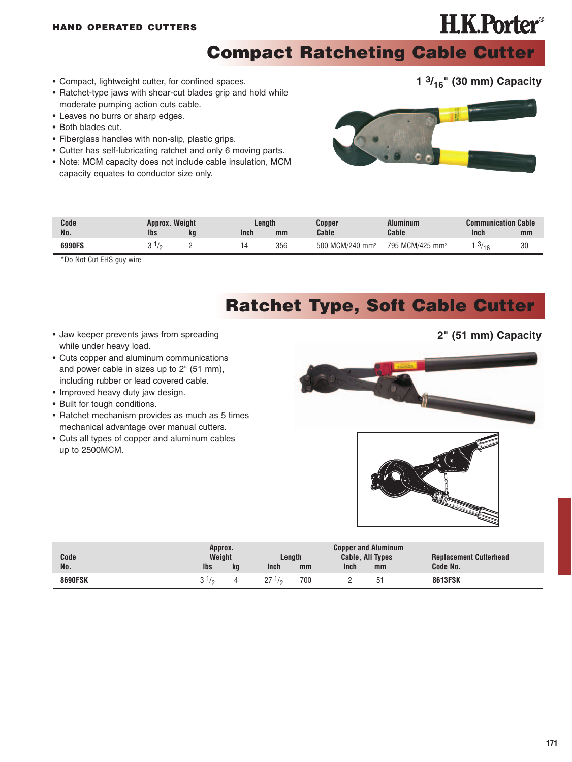HAND OPERATED CUTTERS

H.K.Porter®

# Compact Ratcheting Cable Cutter

## 1 $^{3}/_{16}$" (30 mm) Capacity

- Compact, lightweight cutter, for confined spaces.
- Ratchet-type jaws with shear-cut blades grip and hold while moderate pumping action cuts cable.
- Leaves no burrs or sharp edges.
- Both blades cut.
- Fiberglass handles with non-slip, plastic grips.
- Cutter has self-lubricating ratchet and only 6 moving parts.
- Note: MCM capacity does not include cable insulation, MCM capacity equates to conductor size only.

| Code No. | Approx. Weight lbs | Approx. Weight kg | Length Inch | Length mm | Copper Cable | Aluminum Cable | Communication Cable Inch | Communication Cable mm |
|---|---|---|---|---|---|---|---|---|
| **6990FS** | 3 1/2 | 2 | 14 | 356 | 500 MCM/240 mm² | 795 MCM/425 mm² | 1 3/16 | 30 |

*Do Not Cut EHS guy wire

# Ratchet Type, Soft Cable Cutter

## 2" (51 mm) Capacity

- Jaw keeper prevents jaws from spreading while under heavy load.
- Cuts copper and aluminum communications and power cable in sizes up to 2" (51 mm), including rubber or lead covered cable.
- Improved heavy duty jaw design.
- Built for tough conditions.
- Ratchet mechanism provides as much as 5 times mechanical advantage over manual cutters.
- Cuts all types of copper and aluminum cables up to 2500MCM.

| Code No. | Approx. Weight lbs | Approx. Weight kg | Length Inch | Length mm | Copper and Aluminum Cable, All Types Inch | Copper and Aluminum Cable, All Types mm | Replacement Cutterhead Code No. |
|---|---|---|---|---|---|---|---|
| **8690FSK** | 3 1/2 | 4 | 27 1/2 | 700 | 2 | 51 | **8613FSK** |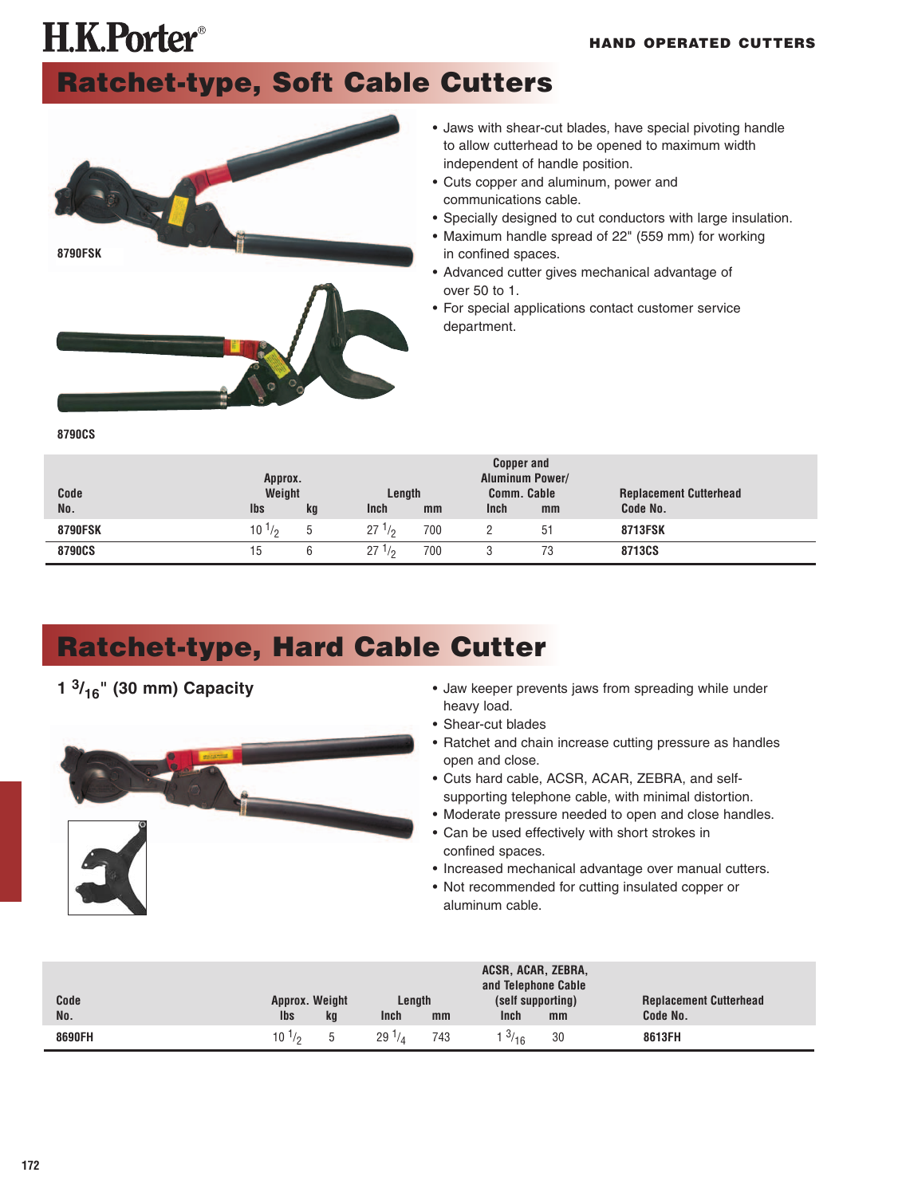# H.K.Porter®

## Ratchet-type, Soft Cable Cutters

8790FSK

8790CS

- Jaws with shear-cut blades, have special pivoting handle to allow cutterhead to be opened to maximum width independent of handle position.
- Cuts copper and aluminum, power and communications cable.
- Specially designed to cut conductors with large insulation.
- Maximum handle spread of 22" (559 mm) for working in confined spaces.
- Advanced cutter gives mechanical advantage of over 50 to 1.
- For special applications contact customer service department.

| Code No. | Approx. Weight | | Length | | Copper and Aluminum Power/ Comm. Cable | | Replacement Cutterhead Code No. |
|---|---|---|---|---|---|---|---|
| | lbs | kg | Inch | mm | Inch | mm | |
| 8790FSK | 10 1/2 | 5 | 27 1/2 | 700 | 2 | 51 | 8713FSK |
| 8790CS | 15 | 6 | 27 1/2 | 700 | 3 | 73 | 8713CS |

## Ratchet-type, Hard Cable Cutter

### 1 3/16" (30 mm) Capacity

- Jaw keeper prevents jaws from spreading while under heavy load.
- Shear-cut blades
- Ratchet and chain increase cutting pressure as handles open and close.
- Cuts hard cable, ACSR, ACAR, ZEBRA, and self-supporting telephone cable, with minimal distortion.
- Moderate pressure needed to open and close handles.
- Can be used effectively with short strokes in confined spaces.
- Increased mechanical advantage over manual cutters.
- Not recommended for cutting insulated copper or aluminum cable.

| Code No. | Approx. Weight | | Length | | ACSR, ACAR, ZEBRA, and Telephone Cable (self supporting) | | Replacement Cutterhead Code No. |
|---|---|---|---|---|---|---|---|
| | lbs | kg | Inch | mm | Inch | mm | |
| 8690FH | 10 1/2 | 5 | 29 1/4 | 743 | 1 3/16 | 30 | 8613FH |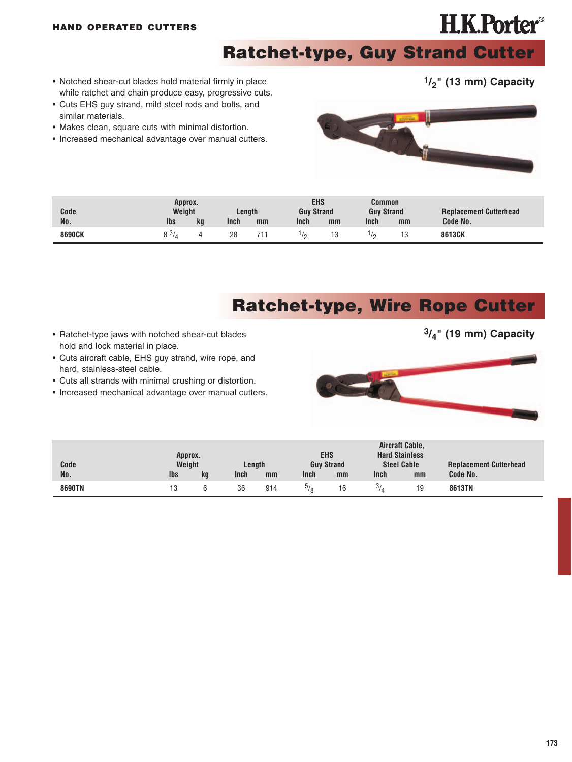HAND OPERATED CUTTERS

H.K.Porter®

## Ratchet-type, Guy Strand Cutter

- Notched shear-cut blades hold material firmly in place while ratchet and chain produce easy, progressive cuts.
- Cuts EHS guy strand, mild steel rods and bolts, and similar materials.
- Makes clean, square cuts with minimal distortion.
- Increased mechanical advantage over manual cutters.

**1/2" (13 mm) Capacity**

| Code No. | Approx. Weight lbs | Approx. Weight kg | Length Inch | Length mm | EHS Guy Strand Inch | EHS Guy Strand mm | Common Guy Strand Inch | Common Guy Strand mm | Replacement Cutterhead Code No. |
|---|---|---|---|---|---|---|---|---|---|
| **8690CK** | 8 3/4 | 4 | 28 | 711 | 1/2 | 13 | 1/2 | 13 | **8613CK** |

## Ratchet-type, Wire Rope Cutter

- Ratchet-type jaws with notched shear-cut blades hold and lock material in place.
- Cuts aircraft cable, EHS guy strand, wire rope, and hard, stainless-steel cable.
- Cuts all strands with minimal crushing or distortion.
- Increased mechanical advantage over manual cutters.

**3/4" (19 mm) Capacity**

| Code No. | Approx. Weight lbs | Approx. Weight kg | Length Inch | Length mm | EHS Guy Strand Inch | EHS Guy Strand mm | Aircraft Cable, Hard Stainless Steel Cable Inch | Aircraft Cable, Hard Stainless Steel Cable mm | Replacement Cutterhead Code No. |
|---|---|---|---|---|---|---|---|---|---|
| **8690TN** | 13 | 6 | 36 | 914 | 5/8 | 16 | 3/4 | 19 | **8613TN** |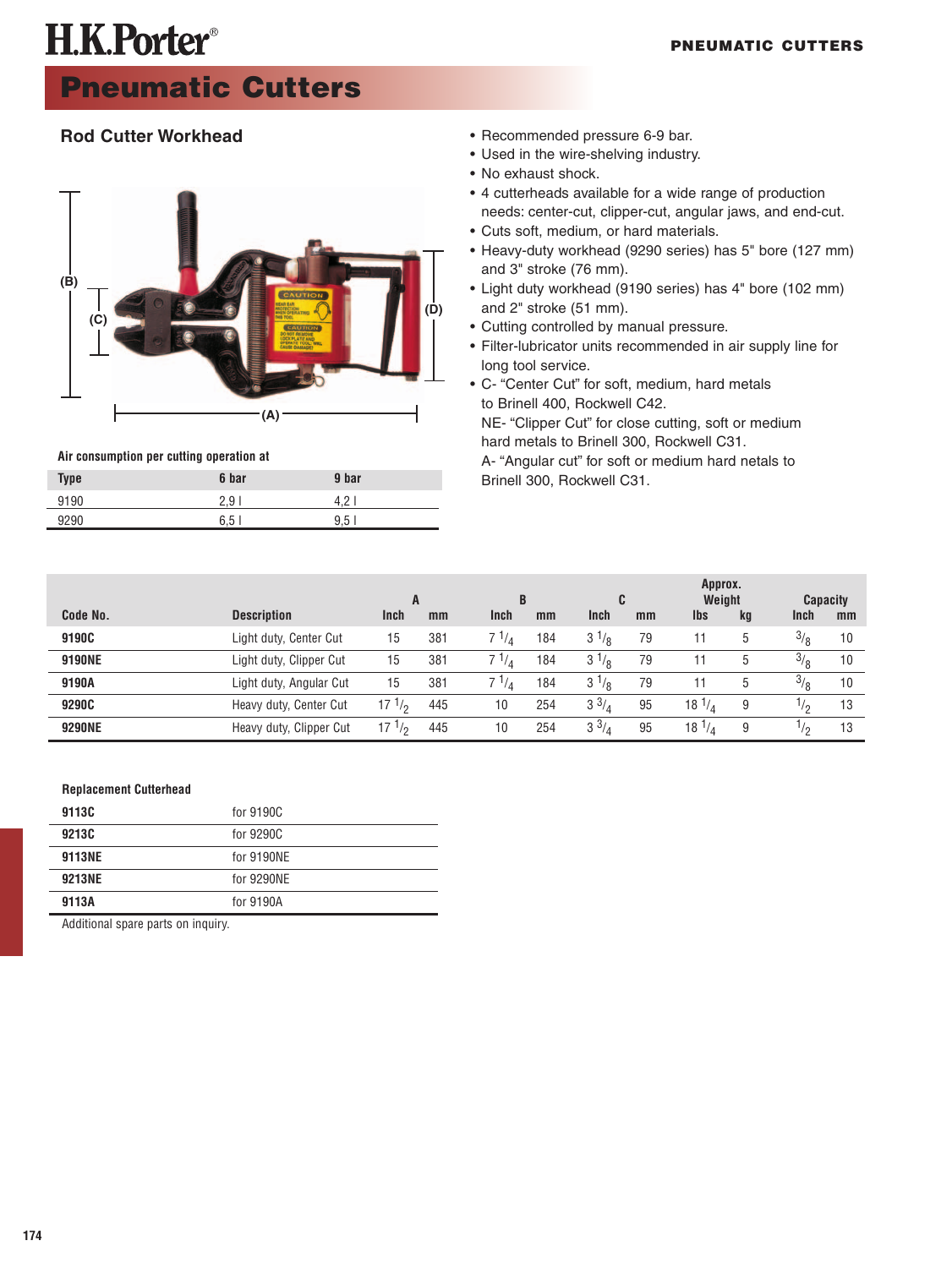# Pneumatic Cutters

## Rod Cutter Workhead

(B)
(C)
(D)
(A)

**Air consumption per cutting operation at**

| Type | 6 bar | 9 bar |
|---|---|---|
| 9190 | 2,9 l | 4,2 l |
| 9290 | 6,5 l | 9,5 l |

- Recommended pressure 6-9 bar.
- Used in the wire-shelving industry.
- No exhaust shock.
- 4 cutterheads available for a wide range of production needs: center-cut, clipper-cut, angular jaws, and end-cut.
- Cuts soft, medium, or hard materials.
- Heavy-duty workhead (9290 series) has 5" bore (127 mm) and 3" stroke (76 mm).
- Light duty workhead (9190 series) has 4" bore (102 mm) and 2" stroke (51 mm).
- Cutting controlled by manual pressure.
- Filter-lubricator units recommended in air supply line for long tool service.
- C- "Center Cut" for soft, medium, hard metals to Brinell 400, Rockwell C42.
  NE- "Clipper Cut" for close cutting, soft or medium hard metals to Brinell 300, Rockwell C31.
  A- "Angular cut" for soft or medium hard netals to Brinell 300, Rockwell C31.

| Code No. | Description | A | | B | | C | | Approx. Weight | | Capacity | |
|---|---|---|---|---|---|---|---|---|---|---|---|
| | | Inch | mm | Inch | mm | Inch | mm | lbs | kg | Inch | mm |
| **9190C** | Light duty, Center Cut | 15 | 381 | 7 1/4 | 184 | 3 1/8 | 79 | 11 | 5 | 3/8 | 10 |
| **9190NE** | Light duty, Clipper Cut | 15 | 381 | 7 1/4 | 184 | 3 1/8 | 79 | 11 | 5 | 3/8 | 10 |
| **9190A** | Light duty, Angular Cut | 15 | 381 | 7 1/4 | 184 | 3 1/8 | 79 | 11 | 5 | 3/8 | 10 |
| **9290C** | Heavy duty, Center Cut | 17 1/2 | 445 | 10 | 254 | 3 3/4 | 95 | 18 1/4 | 9 | 1/2 | 13 |
| **9290NE** | Heavy duty, Clipper Cut | 17 1/2 | 445 | 10 | 254 | 3 3/4 | 95 | 18 1/4 | 9 | 1/2 | 13 |

**Replacement Cutterhead**

| | |
|---|---|
| **9113C** | for 9190C |
| **9213C** | for 9290C |
| **9113NE** | for 9190NE |
| **9213NE** | for 9290NE |
| **9113A** | for 9190A |

Additional spare parts on inquiry.